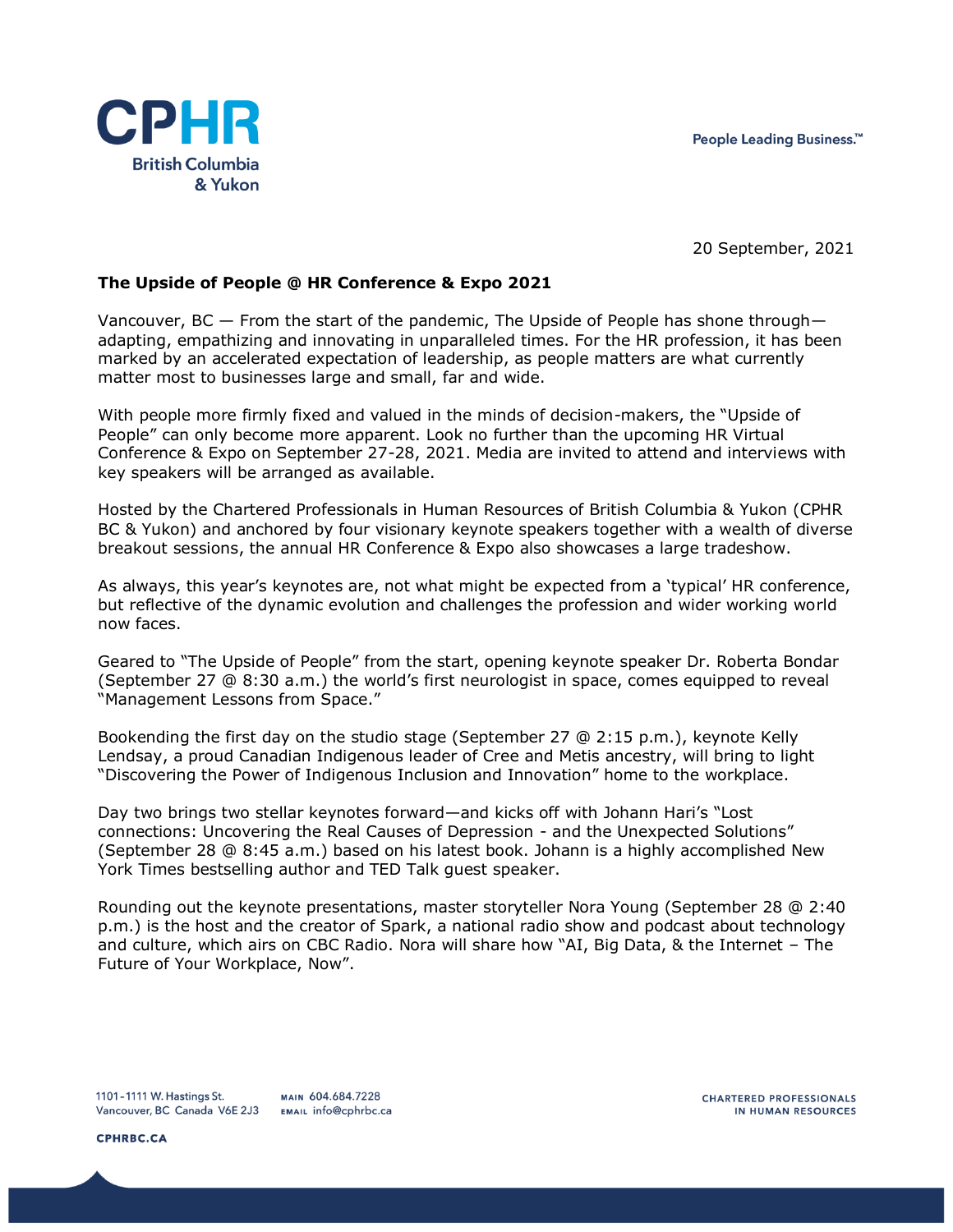20 September, 2021

**The Upside of People @ HR Conference & Expo 2021**

Vancouver, BC — From the start of the pandemic, The Upside of People has shone through—adapting, empathizing and innovating in unparalleled times. For the HR profession, it has been marked by an accelerated expectation of leadership, as people matters are what currently matter most to businesses large and small, far and wide.

With people more firmly fixed and valued in the minds of decision-makers, the "Upside of People" can only become more apparent. Look no further than the upcoming HR Virtual Conference & Expo on September 27-28, 2021. Media are invited to attend and interviews with key speakers will be arranged as available.

Hosted by the Chartered Professionals in Human Resources of British Columbia & Yukon (CPHR BC & Yukon) and anchored by four visionary keynote speakers together with a wealth of diverse breakout sessions, the annual HR Conference & Expo also showcases a large tradeshow.

As always, this year's keynotes are, not what might be expected from a 'typical' HR conference, but reflective of the dynamic evolution and challenges the profession and wider working world now faces.

Geared to "The Upside of People" from the start, opening keynote speaker Dr. Roberta Bondar (September 27 @ 8:30 a.m.) the world's first neurologist in space, comes equipped to reveal "Management Lessons from Space."

Bookending the first day on the studio stage (September 27 @ 2:15 p.m.), keynote Kelly Lendsay, a proud Canadian Indigenous leader of Cree and Metis ancestry, will bring to light "Discovering the Power of Indigenous Inclusion and Innovation" home to the workplace.

Day two brings two stellar keynotes forward—and kicks off with Johann Hari's "Lost connections: Uncovering the Real Causes of Depression - and the Unexpected Solutions" (September 28 @ 8:45 a.m.) based on his latest book. Johann is a highly accomplished New York Times bestselling author and TED Talk guest speaker.

Rounding out the keynote presentations, master storyteller Nora Young (September 28 @ 2:40 p.m.) is the host and the creator of Spark, a national radio show and podcast about technology and culture, which airs on CBC Radio. Nora will share how "AI, Big Data, & the Internet – The Future of Your Workplace, Now".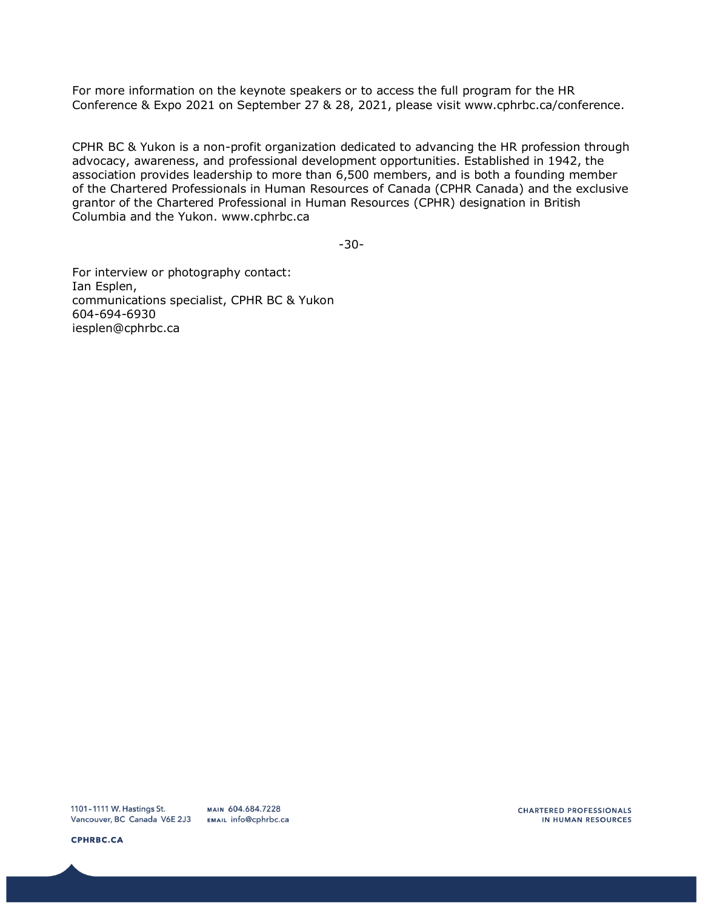For more information on the keynote speakers or to access the full program for the HR Conference & Expo 2021 on September 27 & 28, 2021, please visit www.cphrbc.ca/conference.

CPHR BC & Yukon is a non-profit organization dedicated to advancing the HR profession through advocacy, awareness, and professional development opportunities. Established in 1942, the association provides leadership to more than 6,500 members, and is both a founding member of the Chartered Professionals in Human Resources of Canada (CPHR Canada) and the exclusive grantor of the Chartered Professional in Human Resources (CPHR) designation in British Columbia and the Yukon. www.cphrbc.ca

-30-

For interview or photography contact:
Ian Esplen,
communications specialist, CPHR BC & Yukon
604-694-6930
iesplen@cphrbc.ca